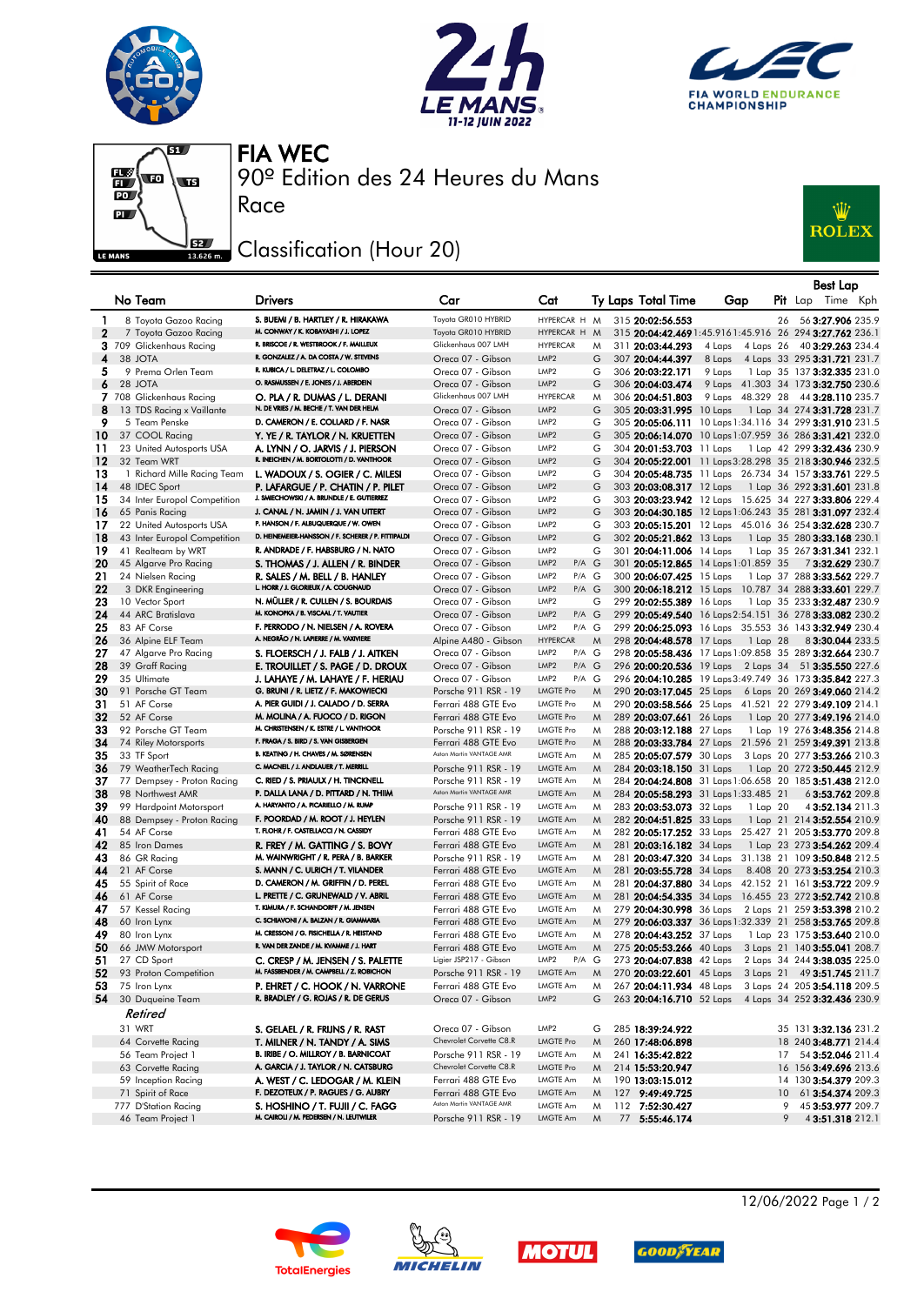# FIA WEC

90º Edition des 24 Heures du Mans

Race

## Classification (Hour 20)

| | No | Team | Drivers | Car | Cat | Ty | Laps | Total Time | Gap | | Pit | Best Lap Lap | Time | Kph |
|---|---|---|---|---|---|---|---|---|---|---|---|---|---|---|
| 1 | 8 | Toyota Gazoo Racing | S. BUEMI / B. HARTLEY / R. HIRAKAWA | Toyota GR010 HYBRID | HYPERCAR H | M | 315 | 20:02:56.553 | | | 26 | 56 | 3:27.906 | 235.9 |
| 2 | 7 | Toyota Gazoo Racing | M. CONWAY / K. KOBAYASHI / J. LOPEZ | Toyota GR010 HYBRID | HYPERCAR H | M | 315 | 20:04:42.469 | 1:45.916 | 1:45.916 | 26 | 294 | 3:27.762 | 236.1 |
| 3 | 709 | Glickenhaus Racing | R. BRISCOE / R. WESTBROOK / F. MAILLEUX | Glickenhaus 007 LMH | HYPERCAR | M | 311 | 20:03:44.293 | 4 Laps | 4 Laps | 26 | 40 | 3:29.263 | 234.4 |
| 4 | 38 | JOTA | R. GONZALEZ / A. DA COSTA / W. STEVENS | Oreca 07 - Gibson | LMP2 | G | 307 | 20:04:44.397 | 8 Laps | 4 Laps | 33 | 295 | 3:31.721 | 231.7 |
| 5 | 9 | Prema Orlen Team | R. KUBICA / L. DELETRAZ / L. COLOMBO | Oreca 07 - Gibson | LMP2 | G | 306 | 20:03:22.171 | 9 Laps | 1 Lap | 35 | 137 | 3:32.335 | 231.0 |
| 6 | 28 | JOTA | O. RASMUSSEN / E. JONES / J. ABERDEIN | Oreca 07 - Gibson | LMP2 | G | 306 | 20:04:03.474 | 9 Laps | 41.303 | 34 | 173 | 3:32.750 | 230.6 |
| 7 | 708 | Glickenhaus Racing | O. PLA / R. DUMAS / L. DERANI | Glickenhaus 007 LMH | HYPERCAR | M | 306 | 20:04:51.803 | 9 Laps | 48.329 | 28 | 44 | 3:28.110 | 235.7 |
| 8 | 13 | TDS Racing x Vaillante | N. DE VRIES / M. BECHE / T. VAN DER HELM | Oreca 07 - Gibson | LMP2 | G | 305 | 20:03:31.995 | 10 Laps | 1 Lap | 34 | 274 | 3:31.728 | 231.7 |
| 9 | 5 | Team Penske | D. CAMERON / E. COLLARD / F. NASR | Oreca 07 - Gibson | LMP2 | G | 305 | 20:05:06.111 | 10 Laps | 1:34.116 | 34 | 299 | 3:31.910 | 231.5 |
| 10 | 37 | COOL Racing | Y. YE / R. TAYLOR / N. KRUETTEN | Oreca 07 - Gibson | LMP2 | G | 305 | 20:06:14.070 | 10 Laps | 1:07.959 | 36 | 286 | 3:31.421 | 232.0 |
| 11 | 23 | United Autosports USA | A. LYNN / O. JARVIS / J. PIERSON | Oreca 07 - Gibson | LMP2 | G | 304 | 20:01:53.703 | 11 Laps | 1 Lap | 42 | 299 | 3:32.436 | 230.9 |
| 12 | 32 | Team WRT | R. INEICHEN / M. BORTOLOTTI / D. VANTHOOR | Oreca 07 - Gibson | LMP2 | G | 304 | 20:05:22.001 | 11 Laps | 3:28.298 | 35 | 218 | 3:30.946 | 232.5 |
| 13 | 1 | Richard Mille Racing Team | L. WADOUX / S. OGIER / C. MILESI | Oreca 07 - Gibson | LMP2 | G | 304 | 20:05:48.735 | 11 Laps | 26.734 | 34 | 157 | 3:33.761 | 229.5 |
| 14 | 48 | IDEC Sport | P. LAFARGUE / P. CHATIN / P. PILET | Oreca 07 - Gibson | LMP2 | G | 303 | 20:08:08.317 | 12 Laps | 1 Lap | 36 | 292 | 3:31.601 | 231.8 |
| 15 | 34 | Inter Europol Competition | J. SMIECHOWSKI / A. BRUNDLE / E. GUTIERREZ | Oreca 07 - Gibson | LMP2 | G | 303 | 20:03:23.942 | 12 Laps | 15.625 | 34 | 227 | 3:33.806 | 229.4 |
| 16 | 65 | Panis Racing | J. CANAL / N. JAMIN / J. VAN UITERT | Oreca 07 - Gibson | LMP2 | G | 303 | 20:04:30.185 | 12 Laps | 1:06.243 | 35 | 281 | 3:31.097 | 232.4 |
| 17 | 22 | United Autosports USA | P. HANSON / F. ALBUQUERQUE / W. OWEN | Oreca 07 - Gibson | LMP2 | G | 303 | 20:05:15.201 | 12 Laps | 45.016 | 36 | 254 | 3:32.628 | 230.7 |
| 18 | 43 | Inter Europol Competition | D. HEINEMEIER-HANSSON / F. SCHERER / P. FITTIPALDI | Oreca 07 - Gibson | LMP2 | G | 302 | 20:05:21.862 | 13 Laps | 1 Lap | 35 | 280 | 3:33.168 | 230.1 |
| 19 | 41 | Realteam by WRT | R. ANDRADE / F. HABSBURG / N. NATO | Oreca 07 - Gibson | LMP2 | G | 301 | 20:04:11.006 | 14 Laps | 1 Lap | 35 | 267 | 3:31.341 | 232.1 |
| 20 | 45 | Algarve Pro Racing | S. THOMAS / J. ALLEN / R. BINDER | Oreca 07 - Gibson | LMP2 P/A | G | 301 | 20:05:12.865 | 14 Laps | 1:01.859 | 35 | 7 | 3:32.629 | 230.7 |
| 21 | 24 | Nielsen Racing | R. SALES / M. BELL / B. HANLEY | Oreca 07 - Gibson | LMP2 P/A | G | 300 | 20:06:07.425 | 15 Laps | 1 Lap | 37 | 288 | 3:33.562 | 229.7 |
| 22 | 3 | DKR Engineering | L. HORR / J. GLORIEUX / A. COUGNAUD | Oreca 07 - Gibson | LMP2 P/A | G | 300 | 20:06:18.212 | 15 Laps | 10.787 | 34 | 288 | 3:33.601 | 229.7 |
| 23 | 10 | Vector Sport | N. MÜLLER / R. CULLEN / S. BOURDAIS | Oreca 07 - Gibson | LMP2 | G | 299 | 20:02:55.389 | 16 Laps | 1 Lap | 35 | 233 | 3:32.487 | 230.9 |
| 24 | 44 | ARC Bratislava | M. KONOPKA / B. VISCAAL / T. VAUTIER | Oreca 07 - Gibson | LMP2 P/A | G | 299 | 20:05:49.540 | 16 Laps | 2:54.151 | 36 | 278 | 3:33.082 | 230.2 |
| 25 | 83 | AF Corse | F. PERRODO / N. NIELSEN / A. ROVERA | Oreca 07 - Gibson | LMP2 P/A | G | 299 | 20:06:25.093 | 16 Laps | 35.553 | 36 | 143 | 3:32.949 | 230.4 |
| 26 | 36 | Alpine ELF Team | A. NEGRÃO / N. LAPIERRE / M. VAXIVIERE | Alpine A480 - Gibson | HYPERCAR | M | 298 | 20:04:48.578 | 17 Laps | 1 Lap | 28 | 8 | 3:30.044 | 233.5 |
| 27 | 47 | Algarve Pro Racing | S. FLOERSCH / J. FALB / J. AITKEN | Oreca 07 - Gibson | LMP2 P/A | G | 298 | 20:05:58.436 | 17 Laps | 1:09.858 | 35 | 289 | 3:32.664 | 230.7 |
| 28 | 39 | Graff Racing | E. TROUILLET / S. PAGE / D. DROUX | Oreca 07 - Gibson | LMP2 P/A | G | 296 | 20:00:20.536 | 19 Laps | 2 Laps | 34 | 51 | 3:35.550 | 227.6 |
| 29 | 35 | Ultimate | J. LAHAYE / M. LAHAYE / F. HERIAU | Oreca 07 - Gibson | LMP2 P/A | G | 296 | 20:04:10.285 | 19 Laps | 3:49.749 | 36 | 173 | 3:35.842 | 227.3 |
| 30 | 91 | Porsche GT Team | G. BRUNI / R. LIETZ / F. MAKOWIECKI | Porsche 911 RSR - 19 | LMGTE Pro | M | 290 | 20:03:17.045 | 25 Laps | 6 Laps | 20 | 269 | 3:49.060 | 214.2 |
| 31 | 51 | AF Corse | A. PIER GUIDI / J. CALADO / D. SERRA | Ferrari 488 GTE Evo | LMGTE Pro | M | 290 | 20:03:58.566 | 25 Laps | 41.521 | 22 | 279 | 3:49.109 | 214.1 |
| 32 | 52 | AF Corse | M. MOLINA / A. FUOCO / D. RIGON | Ferrari 488 GTE Evo | LMGTE Pro | M | 289 | 20:03:07.661 | 26 Laps | 1 Lap | 20 | 277 | 3:49.196 | 214.0 |
| 33 | 92 | Porsche GT Team | M. CHRISTENSEN / K. ESTRE / L. VANTHOOR | Porsche 911 RSR - 19 | LMGTE Pro | M | 288 | 20:03:12.188 | 27 Laps | 1 Lap | 19 | 276 | 3:48.356 | 214.8 |
| 34 | 74 | Riley Motorsports | F. FRAGA / S. BIRD / S. VAN GISBERGEN | Ferrari 488 GTE Evo | LMGTE Pro | M | 288 | 20:03:33.784 | 27 Laps | 21.596 | 21 | 259 | 3:49.391 | 213.8 |
| 35 | 33 | TF Sport | B. KEATING / H. CHAVES / M. SØRENSEN | Aston Martin VANTAGE AMR | LMGTE Am | M | 285 | 20:05:07.579 | 30 Laps | 3 Laps | 20 | 277 | 3:53.266 | 210.3 |
| 36 | 79 | WeatherTech Racing | C. MACNEIL / J. ANDLAUER / T. MERRILL | Porsche 911 RSR - 19 | LMGTE Am | M | 284 | 20:03:18.150 | 31 Laps | 1 Lap | 20 | 272 | 3:50.445 | 212.9 |
| 37 | 77 | Dempsey - Proton Racing | C. RIED / S. PRIAULX / H. TINCKNELL | Porsche 911 RSR - 19 | LMGTE Am | M | 284 | 20:04:24.808 | 31 Laps | 1:06.658 | 20 | 185 | 3:51.438 | 212.0 |
| 38 | 98 | Northwest AMR | P. DALLA LANA / D. PITTARD / N. THIIM | Aston Martin VANTAGE AMR | LMGTE Am | M | 284 | 20:05:58.293 | 31 Laps | 1:33.485 | 21 | 6 | 3:53.762 | 209.8 |
| 39 | 99 | Hardpoint Motorsport | A. HARYANTO / A. PICARIELLO / M. RUMP | Porsche 911 RSR - 19 | LMGTE Am | M | 283 | 20:03:53.073 | 32 Laps | 1 Lap | 20 | 4 | 3:52.134 | 211.3 |
| 40 | 88 | Dempsey - Proton Racing | F. POORDAD / M. ROOT / J. HEYLEN | Porsche 911 RSR - 19 | LMGTE Am | M | 282 | 20:04:51.825 | 33 Laps | 1 Lap | 21 | 214 | 3:52.554 | 210.9 |
| 41 | 54 | AF Corse | T. FLOHR / F. CASTELLACCI / N. CASSIDY | Ferrari 488 GTE Evo | LMGTE Am | M | 282 | 20:05:17.252 | 33 Laps | 25.427 | 21 | 205 | 3:53.770 | 209.8 |
| 42 | 85 | Iron Dames | R. FREY / M. GATTING / S. BOVY | Ferrari 488 GTE Evo | LMGTE Am | M | 281 | 20:03:16.182 | 34 Laps | 1 Lap | 23 | 273 | 3:54.262 | 209.4 |
| 43 | 86 | GR Racing | M. WAINWRIGHT / R. PERA / B. BARKER | Porsche 911 RSR - 19 | LMGTE Am | M | 281 | 20:03:47.320 | 34 Laps | 31.138 | 21 | 109 | 3:50.848 | 212.5 |
| 44 | 21 | AF Corse | S. MANN / C. ULRICH / T. VILANDER | Ferrari 488 GTE Evo | LMGTE Am | M | 281 | 20:03:55.728 | 34 Laps | 8.408 | 20 | 273 | 3:53.254 | 210.3 |
| 45 | 55 | Spirit of Race | D. CAMERON / M. GRIFFIN / D. PEREL | Ferrari 488 GTE Evo | LMGTE Am | M | 281 | 20:04:37.880 | 34 Laps | 42.152 | 21 | 161 | 3:53.722 | 209.9 |
| 46 | 61 | AF Corse | L. PRETTE / C. GRUNEWALD / V. ABRIL | Ferrari 488 GTE Evo | LMGTE Am | M | 281 | 20:04:54.335 | 34 Laps | 16.455 | 23 | 272 | 3:52.742 | 210.8 |
| 47 | 57 | Kessel Racing | T. KIMURA / F. SCHANDORFF / M. JENSEN | Ferrari 488 GTE Evo | LMGTE Am | M | 279 | 20:04:30.998 | 36 Laps | 2 Laps | 21 | 259 | 3:53.398 | 210.2 |
| 48 | 60 | Iron Lynx | C. SCHIAVONI / A. BALZAN / R. GIAMMARIA | Ferrari 488 GTE Evo | LMGTE Am | M | 279 | 20:06:03.337 | 36 Laps | 1:32.339 | 21 | 258 | 3:53.765 | 209.8 |
| 49 | 80 | Iron Lynx | M. CRESSONI / G. FISICHELLA / R. HEISTAND | Ferrari 488 GTE Evo | LMGTE Am | M | 278 | 20:04:43.252 | 37 Laps | 1 Lap | 23 | 175 | 3:53.640 | 210.0 |
| 50 | 66 | JMW Motorsport | R. VAN DER ZANDE / M. KVAMME / J. HART | Ferrari 488 GTE Evo | LMGTE Am | M | 275 | 20:05:53.266 | 40 Laps | 3 Laps | 21 | 140 | 3:55.041 | 208.7 |
| 51 | 27 | CD Sport | C. CRESP / M. JENSEN / S. PALETTE | Ligier JSP217 - Gibson | LMP2 P/A | G | 273 | 20:04:07.838 | 42 Laps | 2 Laps | 34 | 244 | 3:38.095 | 225.0 |
| 52 | 93 | Proton Competition | M. FASSBENDER / M. CAMPBELL / Z. ROBICHON | Porsche 911 RSR - 19 | LMGTE Am | M | 270 | 20:03:22.601 | 45 Laps | 3 Laps | 21 | 49 | 3:51.745 | 211.7 |
| 53 | 75 | Iron Lynx | P. EHRET / C. HOOK / N. VARRONE | Ferrari 488 GTE Evo | LMGTE Am | M | 267 | 20:04:11.934 | 48 Laps | 3 Laps | 24 | 205 | 3:54.118 | 209.5 |
| 54 | 30 | Duqueine Team | R. BRADLEY / G. ROJAS / R. DE GERUS | Oreca 07 - Gibson | LMP2 | G | 263 | 20:04:16.710 | 52 Laps | 4 Laps | 34 | 252 | 3:32.436 | 230.9 |
| | | *Retired* | | | | | | | | | | | | |
| | 31 | WRT | S. GELAEL / R. FRIJNS / R. RAST | Oreca 07 - Gibson | LMP2 | G | 285 | 18:39:24.922 | | | 35 | 131 | 3:32.136 | 231.2 |
| | 64 | Corvette Racing | T. MILNER / N. TANDY / A. SIMS | Chevrolet Corvette C8.R | LMGTE Pro | M | 260 | 17:48:06.898 | | | 18 | 240 | 3:48.771 | 214.4 |
| | 56 | Team Project 1 | B. IRIBE / O. MILLROY / B. BARNICOAT | Porsche 911 RSR - 19 | LMGTE Am | M | 241 | 16:35:42.822 | | | 17 | 54 | 3:52.046 | 211.4 |
| | 63 | Corvette Racing | A. GARCIA / J. TAYLOR / N. CATSBURG | Chevrolet Corvette C8.R | LMGTE Pro | M | 214 | 15:53:20.947 | | | 16 | 156 | 3:49.696 | 213.6 |
| | 59 | Inception Racing | A. WEST / C. LEDOGAR / M. KLEIN | Ferrari 488 GTE Evo | LMGTE Am | M | 190 | 13:03:15.012 | | | 14 | 130 | 3:54.379 | 209.3 |
| | 71 | Spirit of Race | F. DEZOTEUX / P. RAGUES / G. AUBRY | Ferrari 488 GTE Evo | LMGTE Am | M | 127 | 9:49:49.725 | | | 10 | 61 | 3:54.374 | 209.3 |
| | 777 | D'Station Racing | S. HOSHINO / T. FUJII / C. FAGG | Aston Martin VANTAGE AMR | LMGTE Am | M | 112 | 7:52:30.427 | | | 9 | 45 | 3:53.977 | 209.7 |
| | 46 | Team Project 1 | M. CAIROLI / M. PEDERSEN / N. LEUTWILER | Porsche 911 RSR - 19 | LMGTE Am | M | 77 | 5:55:46.174 | | | 9 | 4 | 3:51.318 | 212.1 |

12/06/2022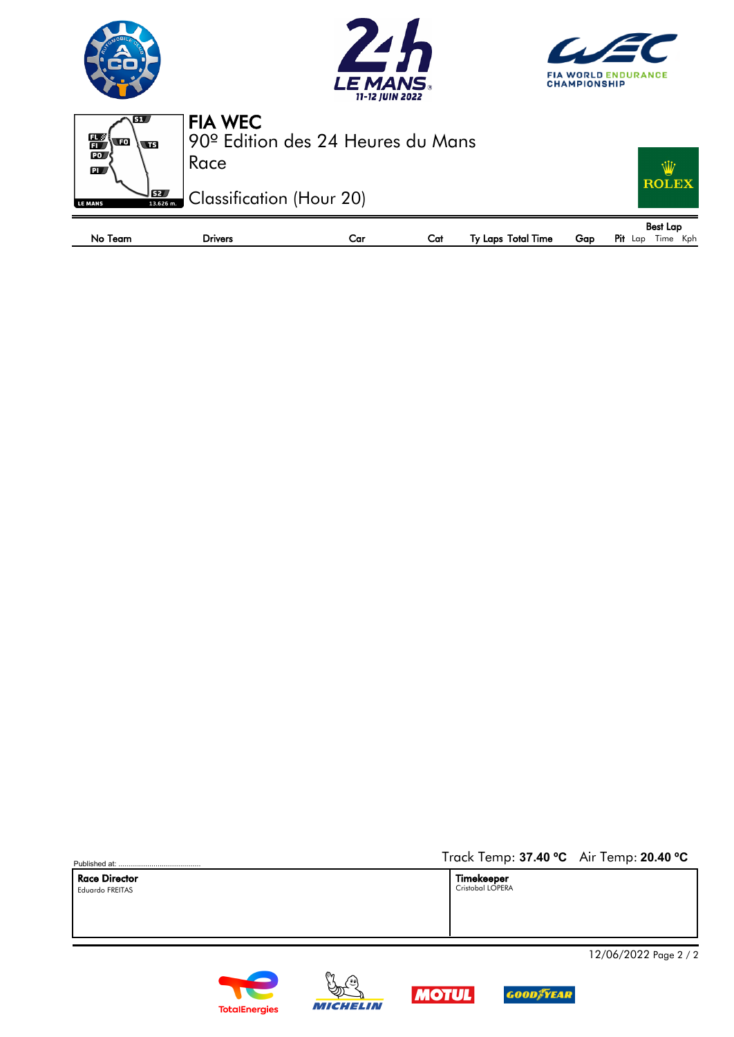# FIA WEC

90º Edition des 24 Heures du Mans

Race

Classification (Hour 20)

| No | Team | Drivers | Car | Cat | Ty | Laps | Total Time | Gap | Pit | Best Lap | | |
|---|---|---|---|---|---|---|---|---|---|---|---|---|
| | | | | | | | | | | Lap | Time | Kph |

Published at: ........................................

Track Temp: **37.40 ºC** Air Temp: **20.40 ºC**

**Race Director**
Eduardo FREITAS

**Timekeeper**
Cristobal LOPERA

12/06/2022